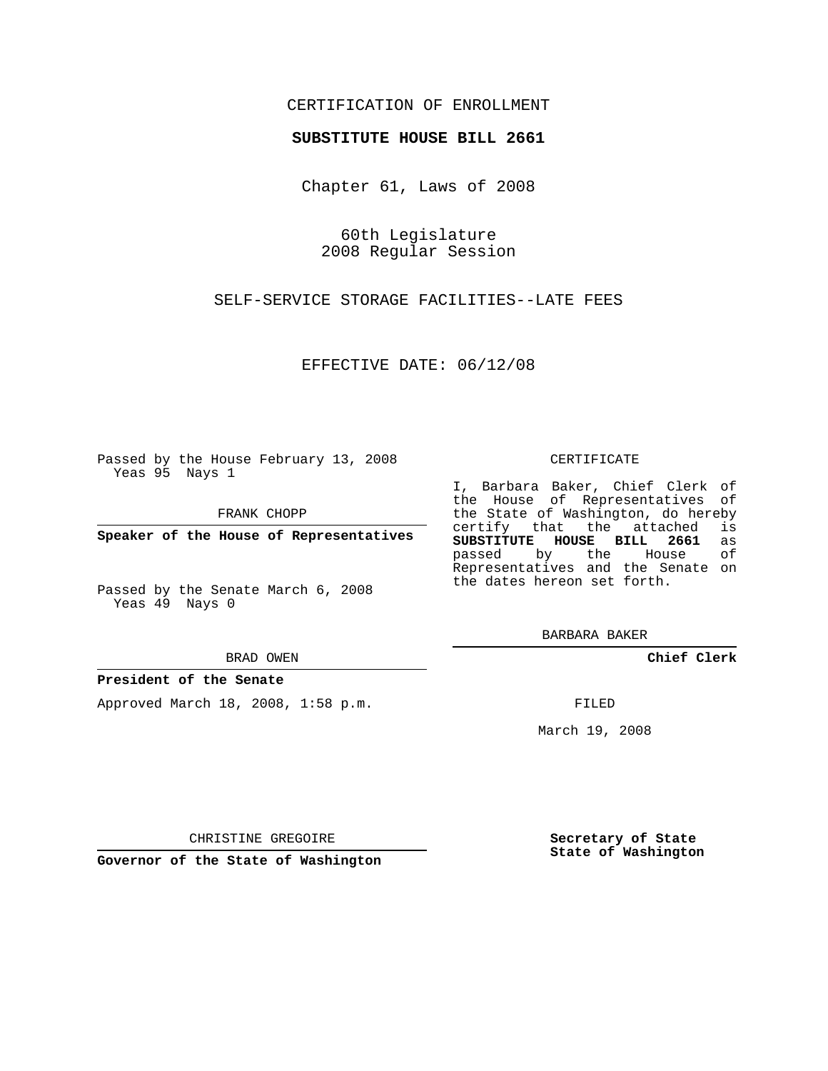CERTIFICATION OF ENROLLMENT

**SUBSTITUTE HOUSE BILL 2661**

Chapter 61, Laws of 2008

60th Legislature
2008 Regular Session

SELF-SERVICE STORAGE FACILITIES--LATE FEES

EFFECTIVE DATE: 06/12/08

Passed by the House February 13, 2008
Yeas 95 Nays 1

FRANK CHOPP

**Speaker of the House of Representatives**

Passed by the Senate March 6, 2008
Yeas 49 Nays 0

BRAD OWEN

**President of the Senate**

Approved March 18, 2008, 1:58 p.m.

CHRISTINE GREGOIRE

**Governor of the State of Washington**

CERTIFICATE

I, Barbara Baker, Chief Clerk of the House of Representatives of the State of Washington, do hereby certify that the attached is **SUBSTITUTE HOUSE BILL 2661** as passed by the House of Representatives and the Senate on the dates hereon set forth.

BARBARA BAKER

**Chief Clerk**

FILED

March 19, 2008

**Secretary of State**
**State of Washington**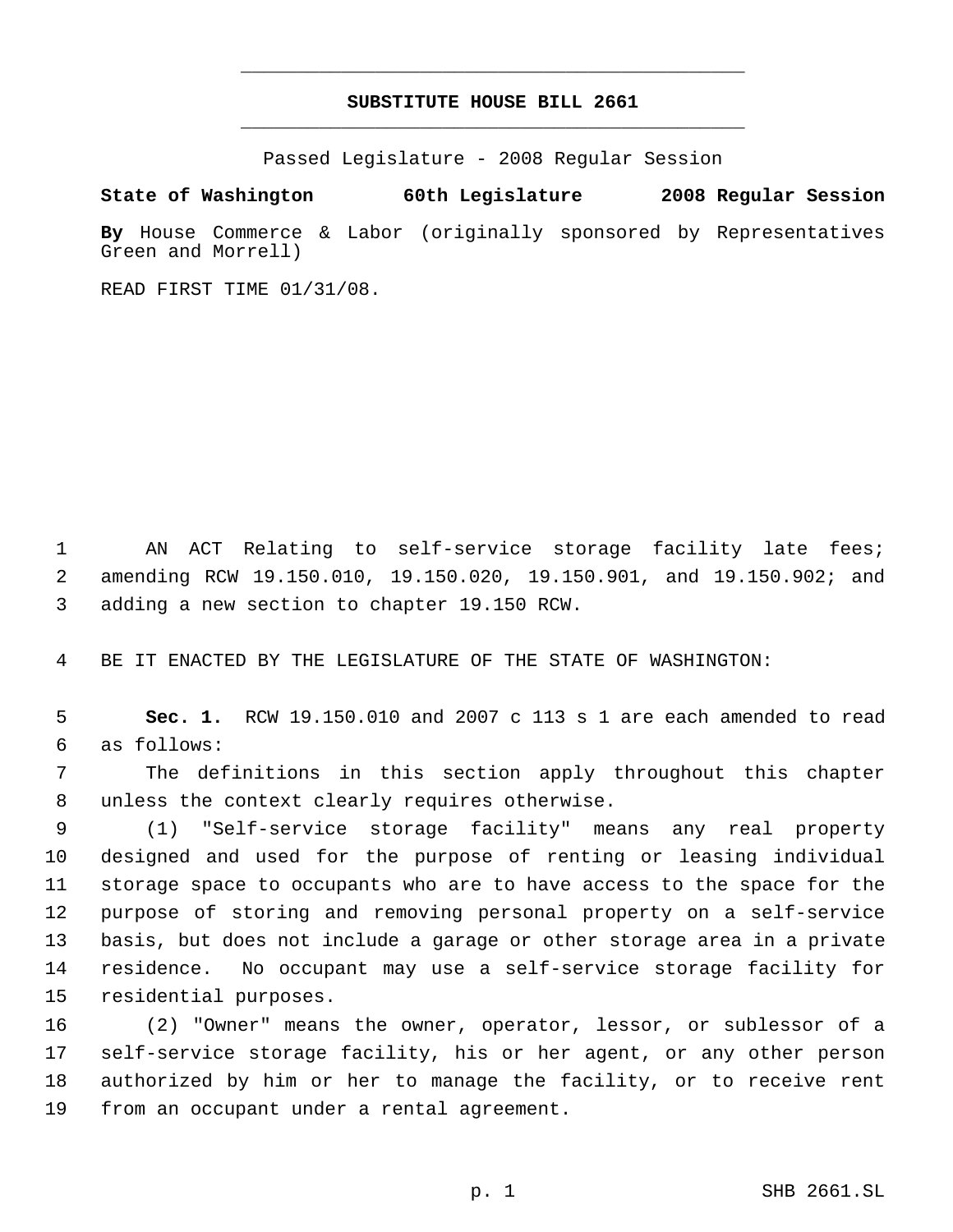# SUBSTITUTE HOUSE BILL 2661

Passed Legislature - 2008 Regular Session

**State of Washington 60th Legislature 2008 Regular Session**

**By** House Commerce & Labor (originally sponsored by Representatives Green and Morrell)

READ FIRST TIME 01/31/08.

AN ACT Relating to self-service storage facility late fees; amending RCW 19.150.010, 19.150.020, 19.150.901, and 19.150.902; and adding a new section to chapter 19.150 RCW.

BE IT ENACTED BY THE LEGISLATURE OF THE STATE OF WASHINGTON:

**Sec. 1.** RCW 19.150.010 and 2007 c 113 s 1 are each amended to read as follows:

The definitions in this section apply throughout this chapter unless the context clearly requires otherwise.

(1) "Self-service storage facility" means any real property designed and used for the purpose of renting or leasing individual storage space to occupants who are to have access to the space for the purpose of storing and removing personal property on a self-service basis, but does not include a garage or other storage area in a private residence. No occupant may use a self-service storage facility for residential purposes.

(2) "Owner" means the owner, operator, lessor, or sublessor of a self-service storage facility, his or her agent, or any other person authorized by him or her to manage the facility, or to receive rent from an occupant under a rental agreement.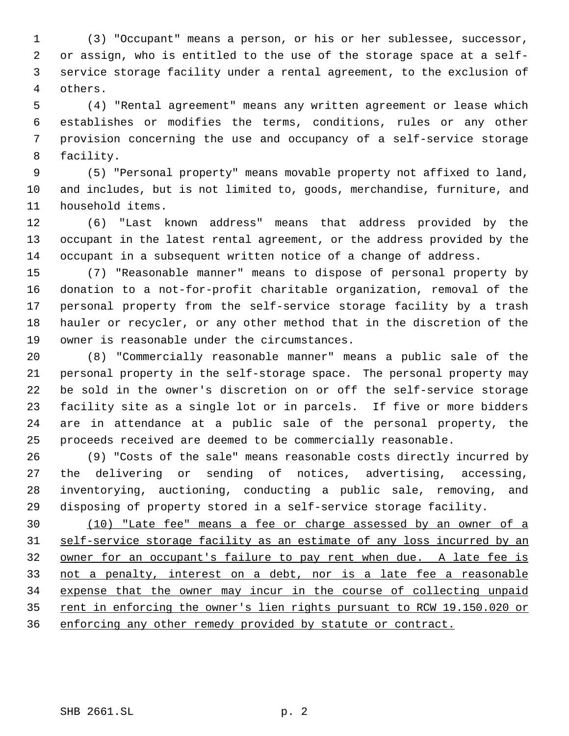(3) "Occupant" means a person, or his or her sublessee, successor, or assign, who is entitled to the use of the storage space at a self-service storage facility under a rental agreement, to the exclusion of others.

(4) "Rental agreement" means any written agreement or lease which establishes or modifies the terms, conditions, rules or any other provision concerning the use and occupancy of a self-service storage facility.

(5) "Personal property" means movable property not affixed to land, and includes, but is not limited to, goods, merchandise, furniture, and household items.

(6) "Last known address" means that address provided by the occupant in the latest rental agreement, or the address provided by the occupant in a subsequent written notice of a change of address.

(7) "Reasonable manner" means to dispose of personal property by donation to a not-for-profit charitable organization, removal of the personal property from the self-service storage facility by a trash hauler or recycler, or any other method that in the discretion of the owner is reasonable under the circumstances.

(8) "Commercially reasonable manner" means a public sale of the personal property in the self-storage space. The personal property may be sold in the owner's discretion on or off the self-service storage facility site as a single lot or in parcels. If five or more bidders are in attendance at a public sale of the personal property, the proceeds received are deemed to be commercially reasonable.

(9) "Costs of the sale" means reasonable costs directly incurred by the delivering or sending of notices, advertising, accessing, inventorying, auctioning, conducting a public sale, removing, and disposing of property stored in a self-service storage facility.

<u>(10) "Late fee" means a fee or charge assessed by an owner of a self-service storage facility as an estimate of any loss incurred by an owner for an occupant's failure to pay rent when due. A late fee is not a penalty, interest on a debt, nor is a late fee a reasonable expense that the owner may incur in the course of collecting unpaid rent in enforcing the owner's lien rights pursuant to RCW 19.150.020 or enforcing any other remedy provided by statute or contract.</u>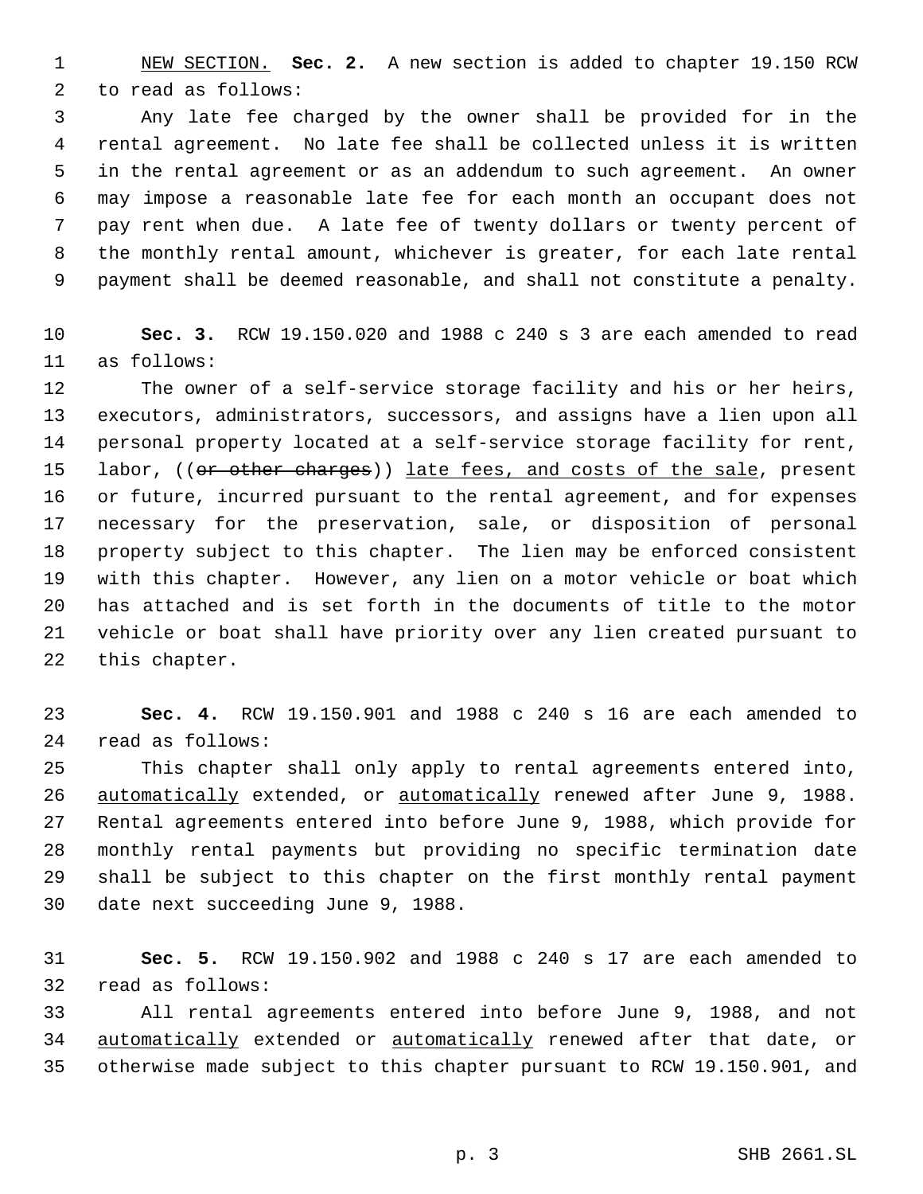NEW SECTION. **Sec. 2.** A new section is added to chapter 19.150 RCW to read as follows:

Any late fee charged by the owner shall be provided for in the rental agreement. No late fee shall be collected unless it is written in the rental agreement or as an addendum to such agreement. An owner may impose a reasonable late fee for each month an occupant does not pay rent when due. A late fee of twenty dollars or twenty percent of the monthly rental amount, whichever is greater, for each late rental payment shall be deemed reasonable, and shall not constitute a penalty.

**Sec. 3.** RCW 19.150.020 and 1988 c 240 s 3 are each amended to read as follows:

The owner of a self-service storage facility and his or her heirs, executors, administrators, successors, and assigns have a lien upon all personal property located at a self-service storage facility for rent, labor, ((~~or other charges~~)) late fees, and costs of the sale, present or future, incurred pursuant to the rental agreement, and for expenses necessary for the preservation, sale, or disposition of personal property subject to this chapter. The lien may be enforced consistent with this chapter. However, any lien on a motor vehicle or boat which has attached and is set forth in the documents of title to the motor vehicle or boat shall have priority over any lien created pursuant to this chapter.

**Sec. 4.** RCW 19.150.901 and 1988 c 240 s 16 are each amended to read as follows:

This chapter shall only apply to rental agreements entered into, automatically extended, or automatically renewed after June 9, 1988. Rental agreements entered into before June 9, 1988, which provide for monthly rental payments but providing no specific termination date shall be subject to this chapter on the first monthly rental payment date next succeeding June 9, 1988.

**Sec. 5.** RCW 19.150.902 and 1988 c 240 s 17 are each amended to read as follows:

All rental agreements entered into before June 9, 1988, and not automatically extended or automatically renewed after that date, or otherwise made subject to this chapter pursuant to RCW 19.150.901, and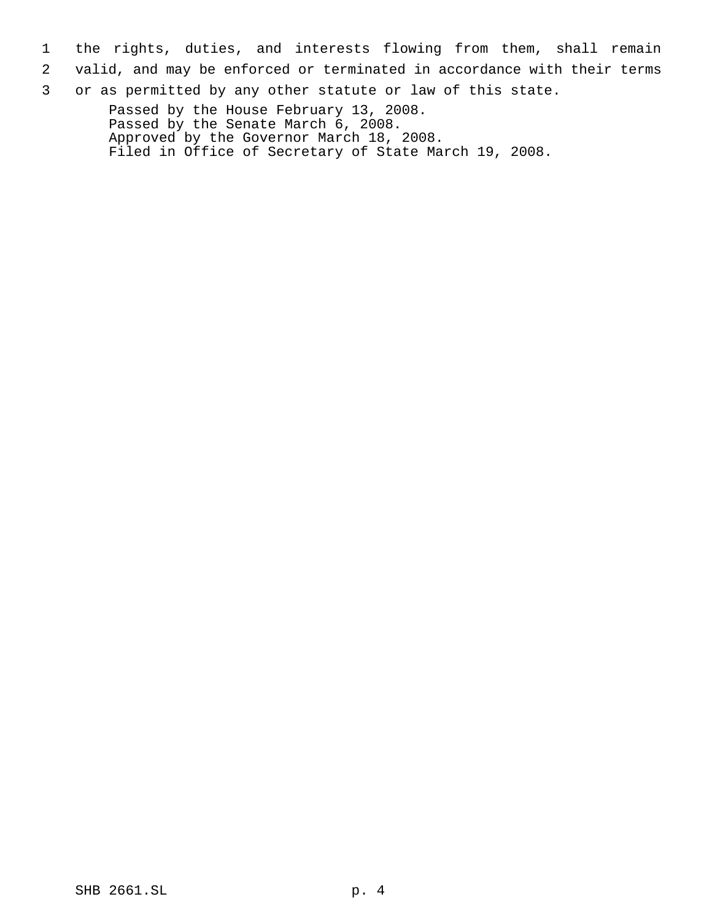the rights, duties, and interests flowing from them, shall remain valid, and may be enforced or terminated in accordance with their terms or as permitted by any other statute or law of this state.

Passed by the House February 13, 2008.
Passed by the Senate March 6, 2008.
Approved by the Governor March 18, 2008.
Filed in Office of Secretary of State March 19, 2008.